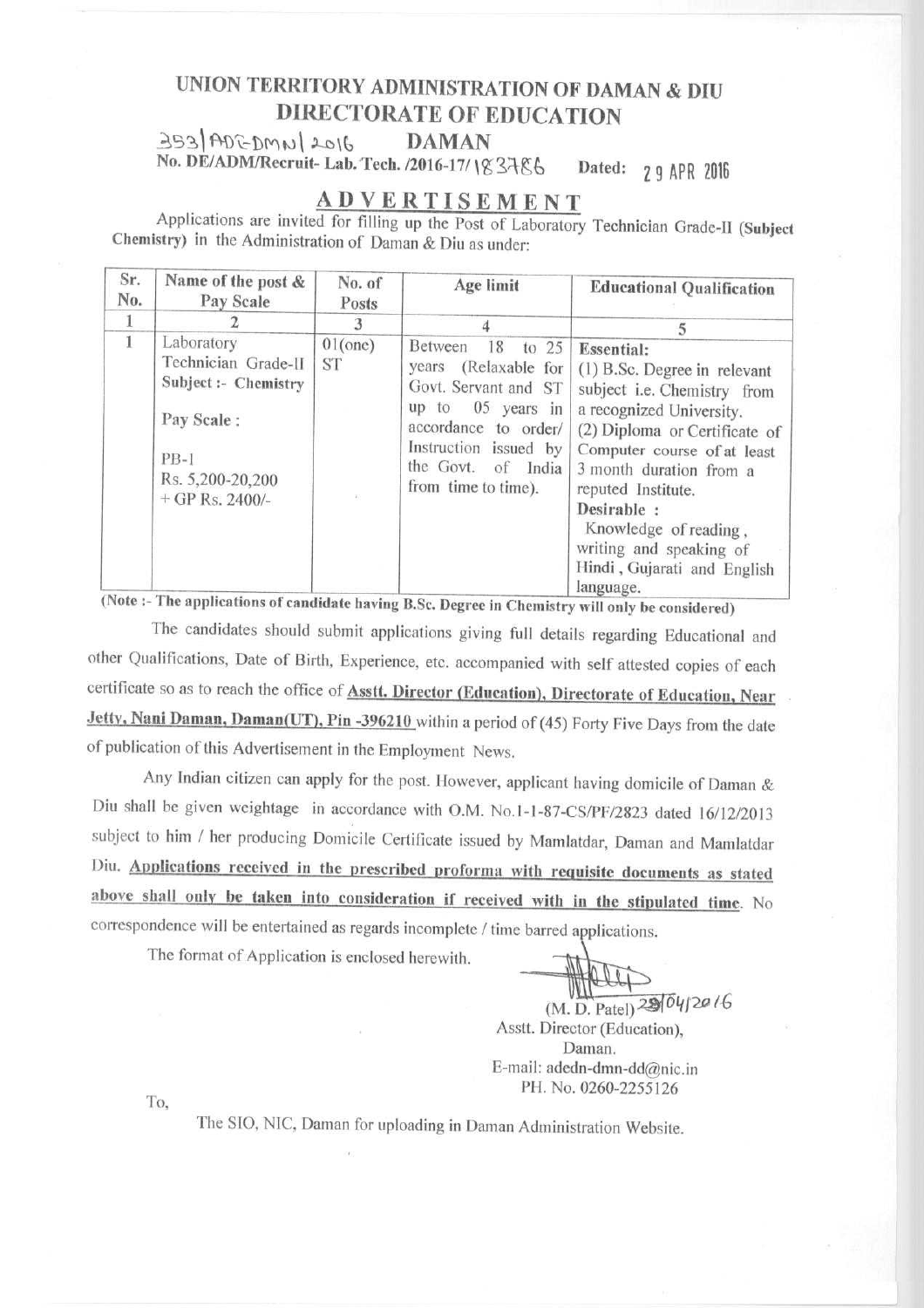# UNION TERRITORY ADMINISTRATION OF DAMAN & DIU
## DIRECTORATE OF EDUCATION
## DAMAN

353/ADE-DMN/2016

No. DE/ADM/Recruit- Lab. Tech. /2016-17/ 183786 Dated: 29 APR 2016

## ADVERTISEMENT

Applications are invited for filling up the Post of Laboratory Technician Grade-II (**Subject Chemistry**) in the Administration of Daman & Diu as under:

| Sr. No. | Name of the post & Pay Scale | No. of Posts | Age limit | Educational Qualification |
|---|---|---|---|---|
| 1 | 2 | 3 | 4 | 5 |
| 1 | Laboratory Technician Grade-II Subject :- Chemistry<br><br>Pay Scale :<br><br>PB-1<br>Rs. 5,200-20,200<br>+ GP Rs. 2400/- | 01(one) ST | Between 18 to 25 years (Relaxable for Govt. Servant and ST up to 05 years in accordance to order/ Instruction issued by the Govt. of India from time to time). | **Essential:**<br>(1) B.Sc. Degree in relevant subject i.e. Chemistry from a recognized University.<br>(2) Diploma or Certificate of Computer course of at least 3 month duration from a reputed Institute.<br>**Desirable :**<br>Knowledge of reading, writing and speaking of Hindi, Gujarati and English language. |

**(Note :- The applications of candidate having B.Sc. Degree in Chemistry will only be considered)**

The candidates should submit applications giving full details regarding Educational and other Qualifications, Date of Birth, Experience, etc. accompanied with self attested copies of each certificate so as to reach the office of **Asstt. Director (Education), Directorate of Education, Near Jetty, Nani Daman, Daman(UT), Pin -396210** within a period of (45) Forty Five Days from the date of publication of this Advertisement in the Employment News.

Any Indian citizen can apply for the post. However, applicant having domicile of Daman & Diu shall be given weightage in accordance with O.M. No.1-1-87-CS/PF/2823 dated 16/12/2013 subject to him / her producing Domicile Certificate issued by Mamlatdar, Daman and Mamlatdar Diu. **Applications received in the prescribed proforma with requisite documents as stated above shall only be taken into consideration if received with in the stipulated time**. No correspondence will be entertained as regards incomplete / time barred applications.

The format of Application is enclosed herewith.

(M. D. Patel) 29/04/2016
Asstt. Director (Education),
Daman.
E-mail: adedn-dmn-dd@nic.in
PH. No. 0260-2255126

To,

The SIO, NIC, Daman for uploading in Daman Administration Website.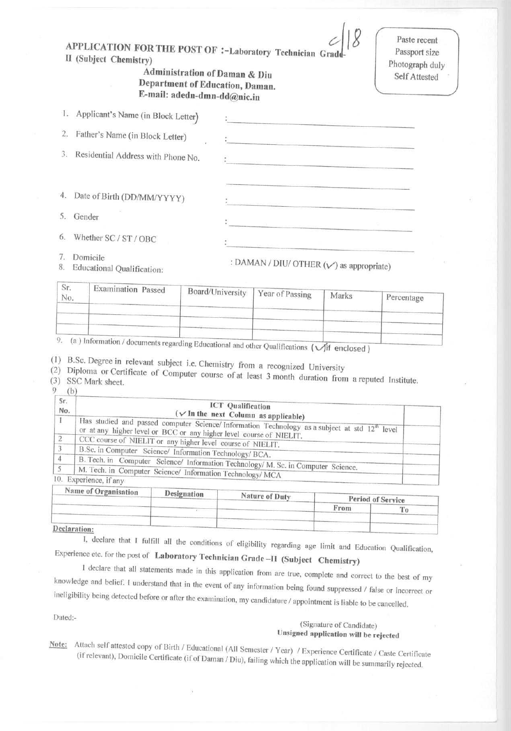c/18

Paste recent Passport size Photograph duly Self Attested

## APPLICATION FOR THE POST OF :-Laboratory Technician Grade-II (Subject Chemistry)

**Administration of Daman & Diu**
**Department of Education, Daman.**
**E-mail: adedn-dmn-dd@nic.in**

1. Applicant's Name (in Block Letter) : ____________________
2. Father's Name (in Block Letter) : ____________________
3. Residential Address with Phone No. : ____________________
4. Date of Birth (DD/MM/YYYY) : ____________________
5. Gender : ____________________
6. Whether SC / ST / OBC : ____________________
7. Domicile : DAMAN / DIU/ OTHER (✓) as appropriate)
8. Educational Qualification:

| Sr. No. | Examination Passed | Board/University | Year of Passing | Marks | Percentage |
|---|---|---|---|---|---|
| | | | | | |
| | | | | | |
| | | | | | |

9. (a ) Information / documents regarding Educational and other Qualifications (✓if enclosed )

(1) B.Sc. Degree in relevant subject i.e. Chemistry from a recognized University
(2) Diploma or Certificate of Computer course of at least 3 month duration from a reputed Institute.
(3) SSC Mark sheet.

9 (b)

| Sr. No. | ICT Qualification (✓ In the next Column as applicable) | |
|---|---|---|
| 1 | Has studied and passed computer Science/ Information Technology as a subject at std 12th level or at any higher level or BCC or any higher level course of NIELIT. | |
| 2 | CCC course of NIELIT or any higher level course of NIELIT. | |
| 3 | B.Sc. in Computer Science/ Information Technology/ BCA. | |
| 4 | B. Tech. in Computer Science/ Information Technology/ M. Sc. in Computer Science. | |
| 5 | M. Tech. in Computer Science/ Information Technology/ MCA | |

10. Experience, if any

| Name of Organisation | Designation | Nature of Duty | Period of Service | |
|---|---|---|---|---|
| | | | From | To |
| | | | | |

**Declaration:**

I, declare that I fulfill all the conditions of eligibility regarding age limit and Education Qualification, Experience etc. for the post of **Laboratory Technician Grade –II (Subject Chemistry)**

I declare that all statements made in this application from are true, complete and correct to the best of my knowledge and belief. I understand that in the event of any information being found suppressed / false or incorrect or ineligibility being detected before or after the examination, my candidature / appointment is liable to be cancelled.

Dated:-

(Signature of Candidate)
**Unsigned application will be rejected**

**Note:** Attach self attested copy of Birth / Educational (All Semester / Year) / Experience Certificate / Caste Certificate (if relevant), Domicile Certificate (if of Daman / Diu), failing which the application will be summarily rejected.